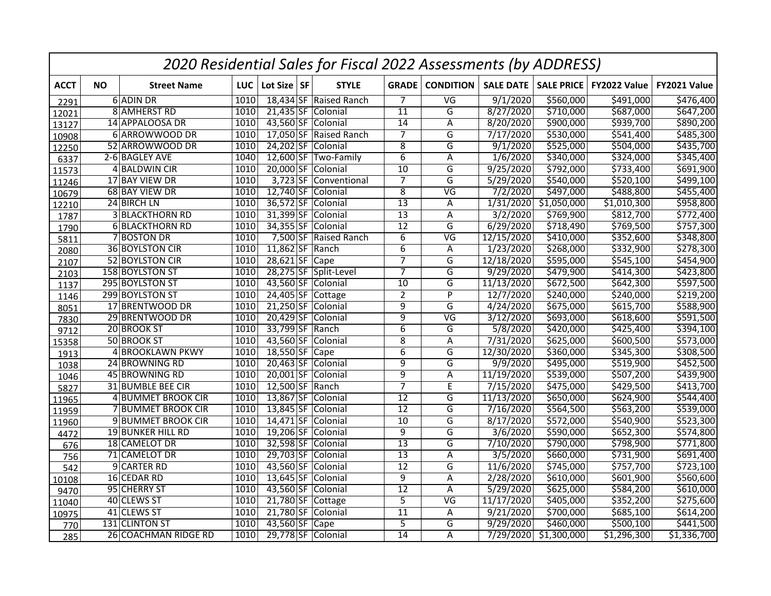# 2020 Residential Sales for Fiscal 2022 Assessments (by ADDRESS)

| ACCT | NO | Street Name | LUC | Lot Size | SF | STYLE | GRADE | CONDITION | SALE DATE | SALE PRICE | FY2022 Value | FY2021 Value |
|---|---|---|---|---|---|---|---|---|---|---|---|---|
| 2291 | 6 | ADIN DR | 1010 | 18,434 | SF | Raised Ranch | 7 | VG | 9/1/2020 | $560,000 | $491,000 | $476,400 |
| 12021 | 8 | AMHERST RD | 1010 | 21,435 | SF | Colonial | 11 | G | 8/27/2020 | $710,000 | $687,000 | $647,200 |
| 13127 | 14 | APPALOOSA DR | 1010 | 43,560 | SF | Colonial | 14 | A | 8/20/2020 | $900,000 | $939,700 | $890,200 |
| 10908 | 6 | ARROWWOOD DR | 1010 | 17,050 | SF | Raised Ranch | 7 | G | 7/17/2020 | $530,000 | $541,400 | $485,300 |
| 12250 | 52 | ARROWWOOD DR | 1010 | 24,202 | SF | Colonial | 8 | G | 9/1/2020 | $525,000 | $504,000 | $435,700 |
| 6337 | 2-6 | BAGLEY AVE | 1040 | 12,600 | SF | Two-Family | 6 | A | 1/6/2020 | $340,000 | $324,000 | $345,400 |
| 11573 | 4 | BALDWIN CIR | 1010 | 20,000 | SF | Colonial | 10 | G | 9/25/2020 | $792,000 | $733,400 | $691,900 |
| 11246 | 17 | BAY VIEW DR | 1010 | 3,723 | SF | Conventional | 7 | G | 5/29/2020 | $540,000 | $520,100 | $499,100 |
| 10679 | 68 | BAY VIEW DR | 1010 | 12,740 | SF | Colonial | 8 | VG | 7/2/2020 | $497,000 | $488,800 | $455,400 |
| 12210 | 24 | BIRCH LN | 1010 | 36,572 | SF | Colonial | 13 | A | 1/31/2020 | $1,050,000 | $1,010,300 | $958,800 |
| 1787 | 3 | BLACKTHORN RD | 1010 | 31,399 | SF | Colonial | 13 | A | 3/2/2020 | $769,900 | $812,700 | $772,400 |
| 1790 | 6 | BLACKTHORN RD | 1010 | 34,355 | SF | Colonial | 12 | G | 6/29/2020 | $718,490 | $769,500 | $757,300 |
| 5811 | 7 | BOSTON DR | 1010 | 7,500 | SF | Raised Ranch | 6 | VG | 12/15/2020 | $410,000 | $352,600 | $348,800 |
| 2080 | 36 | BOYLSTON CIR | 1010 | 11,862 | SF | Ranch | 6 | A | 1/23/2020 | $268,000 | $332,900 | $278,300 |
| 2107 | 52 | BOYLSTON CIR | 1010 | 28,621 | SF | Cape | 7 | G | 12/18/2020 | $595,000 | $545,100 | $454,900 |
| 2103 | 158 | BOYLSTON ST | 1010 | 28,275 | SF | Split-Level | 7 | G | 9/29/2020 | $479,900 | $414,300 | $423,800 |
| 1137 | 295 | BOYLSTON ST | 1010 | 43,560 | SF | Colonial | 10 | G | 11/13/2020 | $672,500 | $642,300 | $597,500 |
| 1146 | 299 | BOYLSTON ST | 1010 | 24,405 | SF | Cottage | 2 | P | 12/7/2020 | $240,000 | $240,000 | $219,200 |
| 8051 | 17 | BRENTWOOD DR | 1010 | 21,250 | SF | Colonial | 9 | G | 4/24/2020 | $675,000 | $615,700 | $588,900 |
| 7830 | 29 | BRENTWOOD DR | 1010 | 20,429 | SF | Colonial | 9 | VG | 3/12/2020 | $693,000 | $618,600 | $591,500 |
| 9712 | 20 | BROOK ST | 1010 | 33,799 | SF | Ranch | 6 | G | 5/8/2020 | $420,000 | $425,400 | $394,100 |
| 15358 | 50 | BROOK ST | 1010 | 43,560 | SF | Colonial | 8 | A | 7/31/2020 | $625,000 | $600,500 | $573,000 |
| 1913 | 4 | BROOKLAWN PKWY | 1010 | 18,550 | SF | Cape | 6 | G | 12/30/2020 | $360,000 | $345,300 | $308,500 |
| 1038 | 24 | BROWNING RD | 1010 | 20,463 | SF | Colonial | 9 | G | 9/9/2020 | $495,000 | $519,900 | $452,500 |
| 1046 | 45 | BROWNING RD | 1010 | 20,001 | SF | Colonial | 9 | A | 11/19/2020 | $539,000 | $507,200 | $439,900 |
| 5827 | 31 | BUMBLE BEE CIR | 1010 | 12,500 | SF | Ranch | 7 | E | 7/15/2020 | $475,000 | $429,500 | $413,700 |
| 11965 | 4 | BUMMET BROOK CIR | 1010 | 13,867 | SF | Colonial | 12 | G | 11/13/2020 | $650,000 | $624,900 | $544,400 |
| 11959 | 7 | BUMMET BROOK CIR | 1010 | 13,845 | SF | Colonial | 12 | G | 7/16/2020 | $564,500 | $563,200 | $539,000 |
| 11960 | 9 | BUMMET BROOK CIR | 1010 | 14,471 | SF | Colonial | 10 | G | 8/17/2020 | $572,000 | $540,900 | $523,300 |
| 4472 | 19 | BUNKER HILL RD | 1010 | 19,206 | SF | Colonial | 9 | G | 3/6/2020 | $590,000 | $652,300 | $574,800 |
| 676 | 18 | CAMELOT DR | 1010 | 32,598 | SF | Colonial | 13 | G | 7/10/2020 | $790,000 | $798,900 | $771,800 |
| 756 | 71 | CAMELOT DR | 1010 | 29,703 | SF | Colonial | 13 | A | 3/5/2020 | $660,000 | $731,900 | $691,400 |
| 542 | 9 | CARTER RD | 1010 | 43,560 | SF | Colonial | 12 | G | 11/6/2020 | $745,000 | $757,700 | $723,100 |
| 10108 | 16 | CEDAR RD | 1010 | 13,645 | SF | Colonial | 9 | A | 2/28/2020 | $610,000 | $601,900 | $560,600 |
| 9470 | 95 | CHERRY ST | 1010 | 43,560 | SF | Colonial | 12 | A | 5/29/2020 | $625,000 | $584,200 | $610,000 |
| 11040 | 40 | CLEWS ST | 1010 | 21,780 | SF | Cottage | 5 | VG | 11/17/2020 | $405,000 | $352,200 | $275,600 |
| 10975 | 41 | CLEWS ST | 1010 | 21,780 | SF | Colonial | 11 | A | 9/21/2020 | $700,000 | $685,100 | $614,200 |
| 770 | 131 | CLINTON ST | 1010 | 43,560 | SF | Cape | 5 | G | 9/29/2020 | $460,000 | $500,100 | $441,500 |
| 285 | 26 | COACHMAN RIDGE RD | 1010 | 29,778 | SF | Colonial | 14 | A | 7/29/2020 | $1,300,000 | $1,296,300 | $1,336,700 |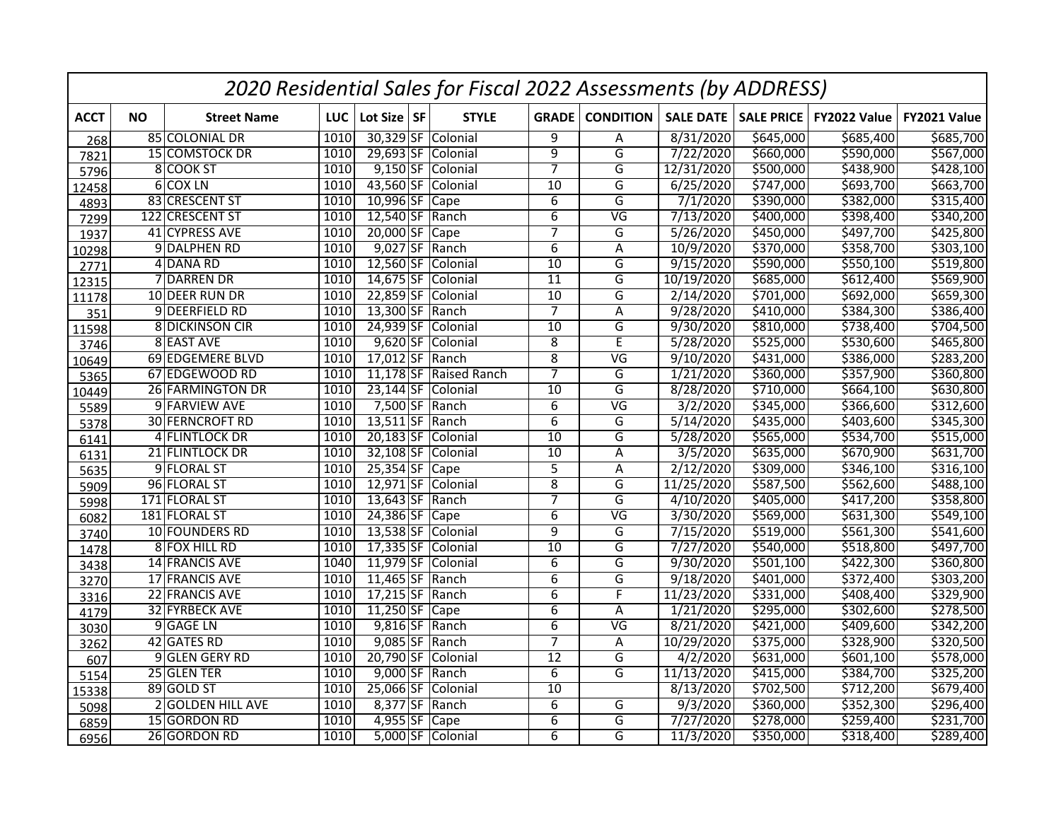# 2020 Residential Sales for Fiscal 2022 Assessments (by ADDRESS)

| ACCT | NO | Street Name | LUC | Lot Size | SF | STYLE | GRADE | CONDITION | SALE DATE | SALE PRICE | FY2022 Value | FY2021 Value |
|---|---|---|---|---|---|---|---|---|---|---|---|---|
| 268 | 85 | COLONIAL DR | 1010 | 30,329 | SF | Colonial | 9 | A | 8/31/2020 | $645,000 | $685,400 | $685,700 |
| 7821 | 15 | COMSTOCK DR | 1010 | 29,693 | SF | Colonial | 9 | G | 7/22/2020 | $660,000 | $590,000 | $567,000 |
| 5796 | 8 | COOK ST | 1010 | 9,150 | SF | Colonial | 7 | G | 12/31/2020 | $500,000 | $438,900 | $428,100 |
| 12458 | 6 | COX LN | 1010 | 43,560 | SF | Colonial | 10 | G | 6/25/2020 | $747,000 | $693,700 | $663,700 |
| 4893 | 83 | CRESCENT ST | 1010 | 10,996 | SF | Cape | 6 | G | 7/1/2020 | $390,000 | $382,000 | $315,400 |
| 7299 | 122 | CRESCENT ST | 1010 | 12,540 | SF | Ranch | 6 | VG | 7/13/2020 | $400,000 | $398,400 | $340,200 |
| 1937 | 41 | CYPRESS AVE | 1010 | 20,000 | SF | Cape | 7 | G | 5/26/2020 | $450,000 | $497,700 | $425,800 |
| 10298 | 9 | DALPHEN RD | 1010 | 9,027 | SF | Ranch | 6 | A | 10/9/2020 | $370,000 | $358,700 | $303,100 |
| 2771 | 4 | DANA RD | 1010 | 12,560 | SF | Colonial | 10 | G | 9/15/2020 | $590,000 | $550,100 | $519,800 |
| 12315 | 7 | DARREN DR | 1010 | 14,675 | SF | Colonial | 11 | G | 10/19/2020 | $685,000 | $612,400 | $569,900 |
| 11178 | 10 | DEER RUN DR | 1010 | 22,859 | SF | Colonial | 10 | G | 2/14/2020 | $701,000 | $692,000 | $659,300 |
| 351 | 9 | DEERFIELD RD | 1010 | 13,300 | SF | Ranch | 7 | A | 9/28/2020 | $410,000 | $384,300 | $386,400 |
| 11598 | 8 | DICKINSON CIR | 1010 | 24,939 | SF | Colonial | 10 | G | 9/30/2020 | $810,000 | $738,400 | $704,500 |
| 3746 | 8 | EAST AVE | 1010 | 9,620 | SF | Colonial | 8 | E | 5/28/2020 | $525,000 | $530,600 | $465,800 |
| 10649 | 69 | EDGEMERE BLVD | 1010 | 17,012 | SF | Ranch | 8 | VG | 9/10/2020 | $431,000 | $386,000 | $283,200 |
| 5365 | 67 | EDGEWOOD RD | 1010 | 11,178 | SF | Raised Ranch | 7 | G | 1/21/2020 | $360,000 | $357,900 | $360,800 |
| 10449 | 26 | FARMINGTON DR | 1010 | 23,144 | SF | Colonial | 10 | G | 8/28/2020 | $710,000 | $664,100 | $630,800 |
| 5589 | 9 | FARVIEW AVE | 1010 | 7,500 | SF | Ranch | 6 | VG | 3/2/2020 | $345,000 | $366,600 | $312,600 |
| 5378 | 30 | FERNCROFT RD | 1010 | 13,511 | SF | Ranch | 6 | G | 5/14/2020 | $435,000 | $403,600 | $345,300 |
| 6141 | 4 | FLINTLOCK DR | 1010 | 20,183 | SF | Colonial | 10 | G | 5/28/2020 | $565,000 | $534,700 | $515,000 |
| 6131 | 21 | FLINTLOCK DR | 1010 | 32,108 | SF | Colonial | 10 | A | 3/5/2020 | $635,000 | $670,900 | $631,700 |
| 5635 | 9 | FLORAL ST | 1010 | 25,354 | SF | Cape | 5 | A | 2/12/2020 | $309,000 | $346,100 | $316,100 |
| 5909 | 96 | FLORAL ST | 1010 | 12,971 | SF | Colonial | 8 | G | 11/25/2020 | $587,500 | $562,600 | $488,100 |
| 5998 | 171 | FLORAL ST | 1010 | 13,643 | SF | Ranch | 7 | G | 4/10/2020 | $405,000 | $417,200 | $358,800 |
| 6082 | 181 | FLORAL ST | 1010 | 24,386 | SF | Cape | 6 | VG | 3/30/2020 | $569,000 | $631,300 | $549,100 |
| 3740 | 10 | FOUNDERS RD | 1010 | 13,538 | SF | Colonial | 9 | G | 7/15/2020 | $519,000 | $561,300 | $541,600 |
| 1478 | 8 | FOX HILL RD | 1010 | 17,335 | SF | Colonial | 10 | G | 7/27/2020 | $540,000 | $518,800 | $497,700 |
| 3438 | 14 | FRANCIS AVE | 1040 | 11,979 | SF | Colonial | 6 | G | 9/30/2020 | $501,100 | $422,300 | $360,800 |
| 3270 | 17 | FRANCIS AVE | 1010 | 11,465 | SF | Ranch | 6 | G | 9/18/2020 | $401,000 | $372,400 | $303,200 |
| 3316 | 22 | FRANCIS AVE | 1010 | 17,215 | SF | Ranch | 6 | F | 11/23/2020 | $331,000 | $408,400 | $329,900 |
| 4179 | 32 | FYRBECK AVE | 1010 | 11,250 | SF | Cape | 6 | A | 1/21/2020 | $295,000 | $302,600 | $278,500 |
| 3030 | 9 | GAGE LN | 1010 | 9,816 | SF | Ranch | 6 | VG | 8/21/2020 | $421,000 | $409,600 | $342,200 |
| 3262 | 42 | GATES RD | 1010 | 9,085 | SF | Ranch | 7 | A | 10/29/2020 | $375,000 | $328,900 | $320,500 |
| 607 | 9 | GLEN GERY RD | 1010 | 20,790 | SF | Colonial | 12 | G | 4/2/2020 | $631,000 | $601,100 | $578,000 |
| 5154 | 25 | GLEN TER | 1010 | 9,000 | SF | Ranch | 6 | G | 11/13/2020 | $415,000 | $384,700 | $325,200 |
| 15338 | 89 | GOLD ST | 1010 | 25,066 | SF | Colonial | 10 | | 8/13/2020 | $702,500 | $712,200 | $679,400 |
| 5098 | 2 | GOLDEN HILL AVE | 1010 | 8,377 | SF | Ranch | 6 | G | 9/3/2020 | $360,000 | $352,300 | $296,400 |
| 6859 | 15 | GORDON RD | 1010 | 4,955 | SF | Cape | 6 | G | 7/27/2020 | $278,000 | $259,400 | $231,700 |
| 6956 | 26 | GORDON RD | 1010 | 5,000 | SF | Colonial | 6 | G | 11/3/2020 | $350,000 | $318,400 | $289,400 |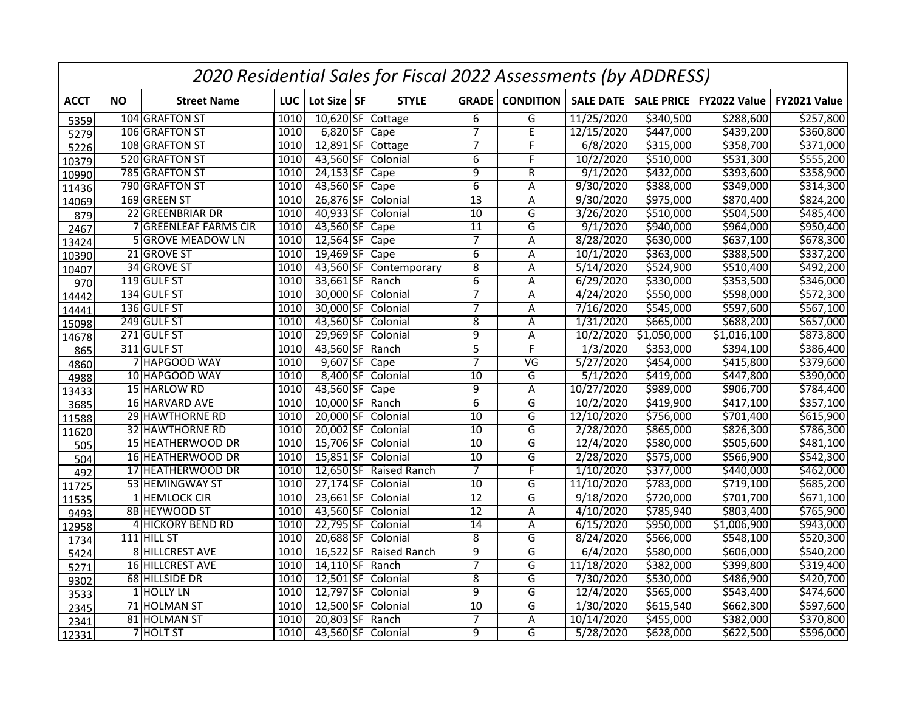# 2020 Residential Sales for Fiscal 2022 Assessments (by ADDRESS)

| ACCT | NO | Street Name | LUC | Lot Size | SF | STYLE | GRADE | CONDITION | SALE DATE | SALE PRICE | FY2022 Value | FY2021 Value |
|---|---|---|---|---|---|---|---|---|---|---|---|---|
| 5359 | 104 | GRAFTON ST | 1010 | 10,620 | SF | Cottage | 6 | G | 11/25/2020 | $340,500 | $288,600 | $257,800 |
| 5279 | 106 | GRAFTON ST | 1010 | 6,820 | SF | Cape | 7 | E | 12/15/2020 | $447,000 | $439,200 | $360,800 |
| 5226 | 108 | GRAFTON ST | 1010 | 12,891 | SF | Cottage | 7 | F | 6/8/2020 | $315,000 | $358,700 | $371,000 |
| 10379 | 520 | GRAFTON ST | 1010 | 43,560 | SF | Colonial | 6 | F | 10/2/2020 | $510,000 | $531,300 | $555,200 |
| 10990 | 785 | GRAFTON ST | 1010 | 24,153 | SF | Cape | 9 | R | 9/1/2020 | $432,000 | $393,600 | $358,900 |
| 11436 | 790 | GRAFTON ST | 1010 | 43,560 | SF | Cape | 6 | A | 9/30/2020 | $388,000 | $349,000 | $314,300 |
| 14069 | 169 | GREEN ST | 1010 | 26,876 | SF | Colonial | 13 | A | 9/30/2020 | $975,000 | $870,400 | $824,200 |
| 879 | 22 | GREENBRIAR DR | 1010 | 40,933 | SF | Colonial | 10 | G | 3/26/2020 | $510,000 | $504,500 | $485,400 |
| 2467 | 7 | GREENLEAF FARMS CIR | 1010 | 43,560 | SF | Cape | 11 | G | 9/1/2020 | $940,000 | $964,000 | $950,400 |
| 13424 | 5 | GROVE MEADOW LN | 1010 | 12,564 | SF | Cape | 7 | A | 8/28/2020 | $630,000 | $637,100 | $678,300 |
| 10390 | 21 | GROVE ST | 1010 | 19,469 | SF | Cape | 6 | A | 10/1/2020 | $363,000 | $388,500 | $337,200 |
| 10407 | 34 | GROVE ST | 1010 | 43,560 | SF | Contemporary | 8 | A | 5/14/2020 | $524,900 | $510,400 | $492,200 |
| 970 | 119 | GULF ST | 1010 | 33,661 | SF | Ranch | 6 | A | 6/29/2020 | $330,000 | $353,500 | $346,000 |
| 14442 | 134 | GULF ST | 1010 | 30,000 | SF | Colonial | 7 | A | 4/24/2020 | $550,000 | $598,000 | $572,300 |
| 14441 | 136 | GULF ST | 1010 | 30,000 | SF | Colonial | 7 | A | 7/16/2020 | $545,000 | $597,600 | $567,100 |
| 15098 | 249 | GULF ST | 1010 | 43,560 | SF | Colonial | 8 | A | 1/31/2020 | $665,000 | $688,200 | $657,000 |
| 14678 | 271 | GULF ST | 1010 | 29,969 | SF | Colonial | 9 | A | 10/2/2020 | $1,050,000 | $1,016,100 | $873,800 |
| 865 | 311 | GULF ST | 1010 | 43,560 | SF | Ranch | 5 | F | 1/3/2020 | $353,000 | $394,100 | $386,400 |
| 4860 | 7 | HAPGOOD WAY | 1010 | 9,607 | SF | Cape | 7 | VG | 5/27/2020 | $454,000 | $415,800 | $379,600 |
| 4988 | 10 | HAPGOOD WAY | 1010 | 8,400 | SF | Colonial | 10 | G | 5/1/2020 | $419,000 | $447,800 | $390,000 |
| 13433 | 15 | HARLOW RD | 1010 | 43,560 | SF | Cape | 9 | A | 10/27/2020 | $989,000 | $906,700 | $784,400 |
| 3685 | 16 | HARVARD AVE | 1010 | 10,000 | SF | Ranch | 6 | G | 10/2/2020 | $419,900 | $417,100 | $357,100 |
| 11588 | 29 | HAWTHORNE RD | 1010 | 20,000 | SF | Colonial | 10 | G | 12/10/2020 | $756,000 | $701,400 | $615,900 |
| 11620 | 32 | HAWTHORNE RD | 1010 | 20,002 | SF | Colonial | 10 | G | 2/28/2020 | $865,000 | $826,300 | $786,300 |
| 505 | 15 | HEATHERWOOD DR | 1010 | 15,706 | SF | Colonial | 10 | G | 12/4/2020 | $580,000 | $505,600 | $481,100 |
| 504 | 16 | HEATHERWOOD DR | 1010 | 15,851 | SF | Colonial | 10 | G | 2/28/2020 | $575,000 | $566,900 | $542,300 |
| 492 | 17 | HEATHERWOOD DR | 1010 | 12,650 | SF | Raised Ranch | 7 | F | 1/10/2020 | $377,000 | $440,000 | $462,000 |
| 11725 | 53 | HEMINGWAY ST | 1010 | 27,174 | SF | Colonial | 10 | G | 11/10/2020 | $783,000 | $719,100 | $685,200 |
| 11535 | 1 | HEMLOCK CIR | 1010 | 23,661 | SF | Colonial | 12 | G | 9/18/2020 | $720,000 | $701,700 | $671,100 |
| 9493 | 8B | HEYWOOD ST | 1010 | 43,560 | SF | Colonial | 12 | A | 4/10/2020 | $785,940 | $803,400 | $765,900 |
| 12958 | 4 | HICKORY BEND RD | 1010 | 22,795 | SF | Colonial | 14 | A | 6/15/2020 | $950,000 | $1,006,900 | $943,000 |
| 1734 | 111 | HILL ST | 1010 | 20,688 | SF | Colonial | 8 | G | 8/24/2020 | $566,000 | $548,100 | $520,300 |
| 5424 | 8 | HILLCREST AVE | 1010 | 16,522 | SF | Raised Ranch | 9 | G | 6/4/2020 | $580,000 | $606,000 | $540,200 |
| 5271 | 16 | HILLCREST AVE | 1010 | 14,110 | SF | Ranch | 7 | G | 11/18/2020 | $382,000 | $399,800 | $319,400 |
| 9302 | 68 | HILLSIDE DR | 1010 | 12,501 | SF | Colonial | 8 | G | 7/30/2020 | $530,000 | $486,900 | $420,700 |
| 3533 | 1 | HOLLY LN | 1010 | 12,797 | SF | Colonial | 9 | G | 12/4/2020 | $565,000 | $543,400 | $474,600 |
| 2345 | 71 | HOLMAN ST | 1010 | 12,500 | SF | Colonial | 10 | G | 1/30/2020 | $615,540 | $662,300 | $597,600 |
| 2341 | 81 | HOLMAN ST | 1010 | 20,803 | SF | Ranch | 7 | A | 10/14/2020 | $455,000 | $382,000 | $370,800 |
| 12331 | 7 | HOLT ST | 1010 | 43,560 | SF | Colonial | 9 | G | 5/28/2020 | $628,000 | $622,500 | $596,000 |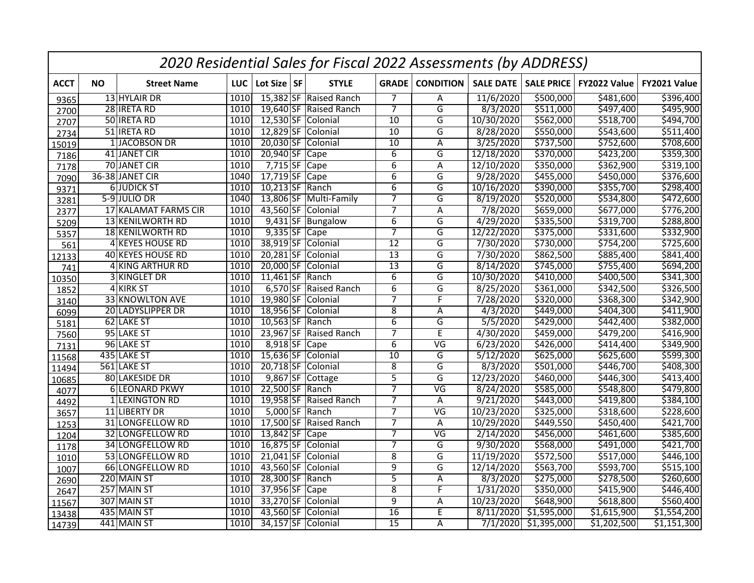# 2020 Residential Sales for Fiscal 2022 Assessments (by ADDRESS)

| ACCT | NO | Street Name | LUC | Lot Size | SF | STYLE | GRADE | CONDITION | SALE DATE | SALE PRICE | FY2022 Value | FY2021 Value |
|---|---|---|---|---|---|---|---|---|---|---|---|---|
| 9365 | 13 | HYLAIR DR | 1010 | 15,382 | SF | Raised Ranch | 7 | A | 11/6/2020 | $500,000 | $481,600 | $396,400 |
| 2700 | 28 | IRETA RD | 1010 | 19,640 | SF | Raised Ranch | 7 | G | 8/3/2020 | $511,000 | $497,400 | $495,900 |
| 2707 | 50 | IRETA RD | 1010 | 12,530 | SF | Colonial | 10 | G | 10/30/2020 | $562,000 | $518,700 | $494,700 |
| 2734 | 51 | IRETA RD | 1010 | 12,829 | SF | Colonial | 10 | G | 8/28/2020 | $550,000 | $543,600 | $511,400 |
| 15019 | 1 | JACOBSON DR | 1010 | 20,030 | SF | Colonial | 10 | A | 3/25/2020 | $737,500 | $752,600 | $708,600 |
| 7186 | 41 | JANET CIR | 1010 | 20,940 | SF | Cape | 6 | G | 12/18/2020 | $370,000 | $423,200 | $359,300 |
| 7178 | 70 | JANET CIR | 1010 | 7,715 | SF | Cape | 6 | A | 12/10/2020 | $350,000 | $362,900 | $319,100 |
| 7090 | 36-38 | JANET CIR | 1040 | 17,719 | SF | Cape | 6 | G | 9/28/2020 | $455,000 | $450,000 | $376,600 |
| 9371 | 6 | JUDICK ST | 1010 | 10,213 | SF | Ranch | 6 | G | 10/16/2020 | $390,000 | $355,700 | $298,400 |
| 3281 | 5-9 | JULIO DR | 1040 | 13,806 | SF | Multi-Family | 7 | G | 8/19/2020 | $520,000 | $534,800 | $472,600 |
| 2377 | 17 | KALAMAT FARMS CIR | 1010 | 43,560 | SF | Colonial | 7 | A | 7/8/2020 | $659,000 | $677,000 | $776,200 |
| 5209 | 13 | KENILWORTH RD | 1010 | 9,431 | SF | Bungalow | 6 | G | 4/29/2020 | $335,500 | $319,700 | $288,800 |
| 5357 | 18 | KENILWORTH RD | 1010 | 9,335 | SF | Cape | 7 | G | 12/22/2020 | $375,000 | $331,600 | $332,900 |
| 561 | 4 | KEYES HOUSE RD | 1010 | 38,919 | SF | Colonial | 12 | G | 7/30/2020 | $730,000 | $754,200 | $725,600 |
| 12133 | 40 | KEYES HOUSE RD | 1010 | 20,281 | SF | Colonial | 13 | G | 7/30/2020 | $862,500 | $885,400 | $841,400 |
| 741 | 4 | KING ARTHUR RD | 1010 | 20,000 | SF | Colonial | 13 | G | 8/14/2020 | $745,000 | $755,400 | $694,200 |
| 10350 | 3 | KINGLET DR | 1010 | 11,461 | SF | Ranch | 6 | G | 10/30/2020 | $410,000 | $400,500 | $341,300 |
| 1852 | 4 | KIRK ST | 1010 | 6,570 | SF | Raised Ranch | 6 | G | 8/25/2020 | $361,000 | $342,500 | $326,500 |
| 3140 | 33 | KNOWLTON AVE | 1010 | 19,980 | SF | Colonial | 7 | F | 7/28/2020 | $320,000 | $368,300 | $342,900 |
| 6099 | 20 | LADYSLIPPER DR | 1010 | 18,956 | SF | Colonial | 8 | A | 4/3/2020 | $449,000 | $404,300 | $411,900 |
| 5181 | 62 | LAKE ST | 1010 | 10,563 | SF | Ranch | 6 | G | 5/5/2020 | $429,000 | $442,400 | $382,000 |
| 7560 | 95 | LAKE ST | 1010 | 23,967 | SF | Raised Ranch | 7 | E | 4/30/2020 | $459,000 | $479,200 | $416,900 |
| 7131 | 96 | LAKE ST | 1010 | 8,918 | SF | Cape | 6 | VG | 6/23/2020 | $426,000 | $414,400 | $349,900 |
| 11568 | 435 | LAKE ST | 1010 | 15,636 | SF | Colonial | 10 | G | 5/12/2020 | $625,000 | $625,600 | $599,300 |
| 11494 | 561 | LAKE ST | 1010 | 20,718 | SF | Colonial | 8 | G | 8/3/2020 | $501,000 | $446,700 | $408,300 |
| 10685 | 80 | LAKESIDE DR | 1010 | 9,867 | SF | Cottage | 5 | G | 12/23/2020 | $460,000 | $446,300 | $413,400 |
| 4077 | 6 | LEONARD PKWY | 1010 | 22,500 | SF | Ranch | 7 | VG | 8/24/2020 | $585,000 | $548,800 | $479,800 |
| 4492 | 1 | LEXINGTON RD | 1010 | 19,958 | SF | Raised Ranch | 7 | A | 9/21/2020 | $443,000 | $419,800 | $384,100 |
| 3657 | 11 | LIBERTY DR | 1010 | 5,000 | SF | Ranch | 7 | VG | 10/23/2020 | $325,000 | $318,600 | $228,600 |
| 1253 | 31 | LONGFELLOW RD | 1010 | 17,500 | SF | Raised Ranch | 7 | A | 10/29/2020 | $449,550 | $450,400 | $421,700 |
| 1204 | 32 | LONGFELLOW RD | 1010 | 13,842 | SF | Cape | 7 | VG | 2/14/2020 | $456,000 | $461,600 | $385,600 |
| 1178 | 34 | LONGFELLOW RD | 1010 | 16,875 | SF | Colonial | 7 | G | 9/30/2020 | $568,000 | $491,000 | $421,700 |
| 1010 | 53 | LONGFELLOW RD | 1010 | 21,041 | SF | Colonial | 8 | G | 11/19/2020 | $572,500 | $517,000 | $446,100 |
| 1007 | 66 | LONGFELLOW RD | 1010 | 43,560 | SF | Colonial | 9 | G | 12/14/2020 | $563,700 | $593,700 | $515,100 |
| 2690 | 220 | MAIN ST | 1010 | 28,300 | SF | Ranch | 5 | A | 8/3/2020 | $275,000 | $278,500 | $260,600 |
| 2647 | 257 | MAIN ST | 1010 | 37,956 | SF | Cape | 8 | F | 1/31/2020 | $350,000 | $415,900 | $446,400 |
| 11567 | 307 | MAIN ST | 1010 | 33,270 | SF | Colonial | 9 | A | 10/23/2020 | $648,900 | $618,800 | $560,400 |
| 13438 | 435 | MAIN ST | 1010 | 43,560 | SF | Colonial | 16 | E | 8/11/2020 | $1,595,000 | $1,615,900 | $1,554,200 |
| 14739 | 441 | MAIN ST | 1010 | 34,157 | SF | Colonial | 15 | A | 7/1/2020 | $1,395,000 | $1,202,500 | $1,151,300 |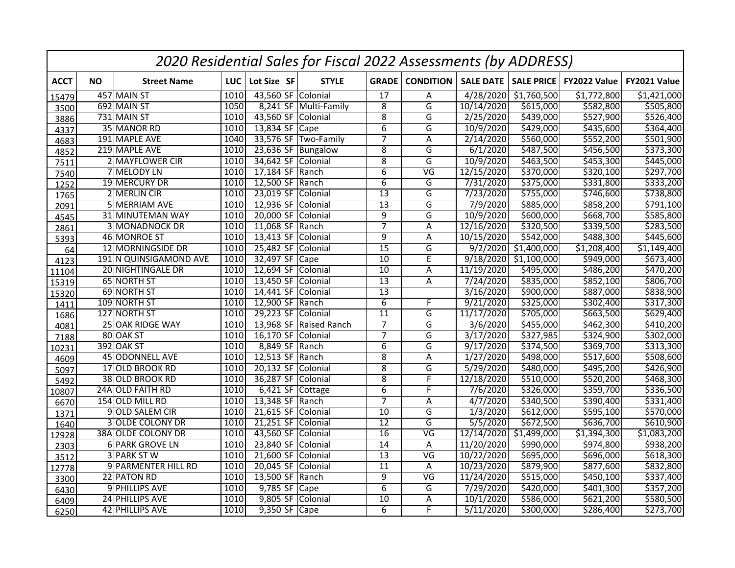# 2020 Residential Sales for Fiscal 2022 Assessments (by ADDRESS)

| ACCT | NO | Street Name | LUC | Lot Size | SF | STYLE | GRADE | CONDITION | SALE DATE | SALE PRICE | FY2022 Value | FY2021 Value |
|---|---|---|---|---|---|---|---|---|---|---|---|---|
| 15479 | 457 | MAIN ST | 1010 | 43,560 | SF | Colonial | 17 | A | 4/28/2020 | $1,760,500 | $1,772,800 | $1,421,000 |
| 3500 | 692 | MAIN ST | 1050 | 8,241 | SF | Multi-Family | 8 | G | 10/14/2020 | $615,000 | $582,800 | $505,800 |
| 3886 | 731 | MAIN ST | 1010 | 43,560 | SF | Colonial | 8 | G | 2/25/2020 | $439,000 | $527,900 | $526,400 |
| 4337 | 35 | MANOR RD | 1010 | 13,834 | SF | Cape | 6 | G | 10/9/2020 | $429,000 | $435,600 | $364,400 |
| 4683 | 191 | MAPLE AVE | 1040 | 33,576 | SF | Two-Family | 7 | A | 2/14/2020 | $560,000 | $552,200 | $501,900 |
| 4852 | 219 | MAPLE AVE | 1010 | 23,636 | SF | Bungalow | 8 | G | 6/1/2020 | $487,500 | $456,500 | $373,300 |
| 7511 | 2 | MAYFLOWER CIR | 1010 | 34,642 | SF | Colonial | 8 | G | 10/9/2020 | $463,500 | $453,300 | $445,000 |
| 7540 | 7 | MELODY LN | 1010 | 17,184 | SF | Ranch | 6 | VG | 12/15/2020 | $370,000 | $320,100 | $297,700 |
| 1252 | 19 | MERCURY DR | 1010 | 12,500 | SF | Ranch | 6 | G | 7/31/2020 | $375,000 | $331,800 | $333,200 |
| 1765 | 2 | MERLIN CIR | 1010 | 23,019 | SF | Colonial | 13 | G | 7/23/2020 | $755,000 | $746,600 | $738,800 |
| 2091 | 5 | MERRIAM AVE | 1010 | 12,936 | SF | Colonial | 13 | G | 7/9/2020 | $885,000 | $858,200 | $791,100 |
| 4545 | 31 | MINUTEMAN WAY | 1010 | 20,000 | SF | Colonial | 9 | G | 10/9/2020 | $600,000 | $668,700 | $585,800 |
| 2861 | 3 | MONADNOCK DR | 1010 | 11,068 | SF | Ranch | 7 | A | 12/16/2020 | $320,500 | $339,500 | $283,500 |
| 5393 | 46 | MONROE ST | 1010 | 13,413 | SF | Colonial | 9 | A | 10/15/2020 | $542,000 | $488,300 | $445,600 |
| 64 | 12 | MORNINGSIDE DR | 1010 | 25,482 | SF | Colonial | 15 | G | 9/2/2020 | $1,400,000 | $1,208,400 | $1,149,400 |
| 4123 | 191 | N QUINSIGAMOND AVE | 1010 | 32,497 | SF | Cape | 10 | E | 9/18/2020 | $1,100,000 | $949,000 | $673,400 |
| 11104 | 20 | NIGHTINGALE DR | 1010 | 12,694 | SF | Colonial | 10 | A | 11/19/2020 | $495,000 | $486,200 | $470,200 |
| 15319 | 65 | NORTH ST | 1010 | 13,450 | SF | Colonial | 13 | A | 7/24/2020 | $835,000 | $852,100 | $806,700 |
| 15320 | 69 | NORTH ST | 1010 | 14,441 | SF | Colonial | 13 | | 3/16/2020 | $900,000 | $887,000 | $838,900 |
| 1411 | 109 | NORTH ST | 1010 | 12,900 | SF | Ranch | 6 | F | 9/21/2020 | $325,000 | $302,400 | $317,300 |
| 1686 | 127 | NORTH ST | 1010 | 29,223 | SF | Colonial | 11 | G | 11/17/2020 | $705,000 | $663,500 | $629,400 |
| 4081 | 25 | OAK RIDGE WAY | 1010 | 13,968 | SF | Raised Ranch | 7 | G | 3/6/2020 | $455,000 | $462,300 | $410,200 |
| 7188 | 80 | OAK ST | 1010 | 16,170 | SF | Colonial | 7 | G | 3/17/2020 | $327,985 | $324,900 | $302,000 |
| 10231 | 392 | OAK ST | 1010 | 8,849 | SF | Ranch | 6 | G | 9/17/2020 | $374,500 | $369,700 | $313,300 |
| 4609 | 45 | ODONNELL AVE | 1010 | 12,513 | SF | Ranch | 8 | A | 1/27/2020 | $498,000 | $517,600 | $508,600 |
| 5097 | 17 | OLD BROOK RD | 1010 | 20,132 | SF | Colonial | 8 | G | 5/29/2020 | $480,000 | $495,200 | $426,900 |
| 5492 | 38 | OLD BROOK RD | 1010 | 36,287 | SF | Colonial | 8 | F | 12/18/2020 | $510,000 | $520,200 | $468,300 |
| 10807 | 24A | OLD FAITH RD | 1010 | 6,421 | SF | Cottage | 6 | F | 7/6/2020 | $326,000 | $359,700 | $336,500 |
| 6670 | 154 | OLD MILL RD | 1010 | 13,348 | SF | Ranch | 7 | A | 4/7/2020 | $340,500 | $390,400 | $331,400 |
| 1371 | 9 | OLD SALEM CIR | 1010 | 21,615 | SF | Colonial | 10 | G | 1/3/2020 | $612,000 | $595,100 | $570,000 |
| 1640 | 3 | OLDE COLONY DR | 1010 | 21,251 | SF | Colonial | 12 | G | 5/5/2020 | $672,500 | $636,700 | $610,900 |
| 12928 | 38A | OLDE COLONY DR | 1010 | 43,560 | SF | Colonial | 16 | VG | 12/14/2020 | $1,499,000 | $1,394,300 | $1,083,200 |
| 2303 | 6 | PARK GROVE LN | 1010 | 23,840 | SF | Colonial | 14 | A | 11/20/2020 | $990,000 | $974,800 | $938,200 |
| 3512 | 3 | PARK ST W | 1010 | 21,600 | SF | Colonial | 13 | VG | 10/22/2020 | $695,000 | $696,000 | $618,300 |
| 12778 | 9 | PARMENTER HILL RD | 1010 | 20,045 | SF | Colonial | 11 | A | 10/23/2020 | $879,900 | $877,600 | $832,800 |
| 3300 | 22 | PATON RD | 1010 | 13,500 | SF | Ranch | 9 | VG | 11/24/2020 | $515,000 | $450,100 | $337,400 |
| 6430 | 9 | PHILLIPS AVE | 1010 | 9,785 | SF | Cape | 6 | G | 7/29/2020 | $420,000 | $401,300 | $357,200 |
| 6409 | 24 | PHILLIPS AVE | 1010 | 9,805 | SF | Colonial | 10 | A | 10/1/2020 | $586,000 | $621,200 | $580,500 |
| 6250 | 42 | PHILLIPS AVE | 1010 | 9,350 | SF | Cape | 6 | F | 5/11/2020 | $300,000 | $286,400 | $273,700 |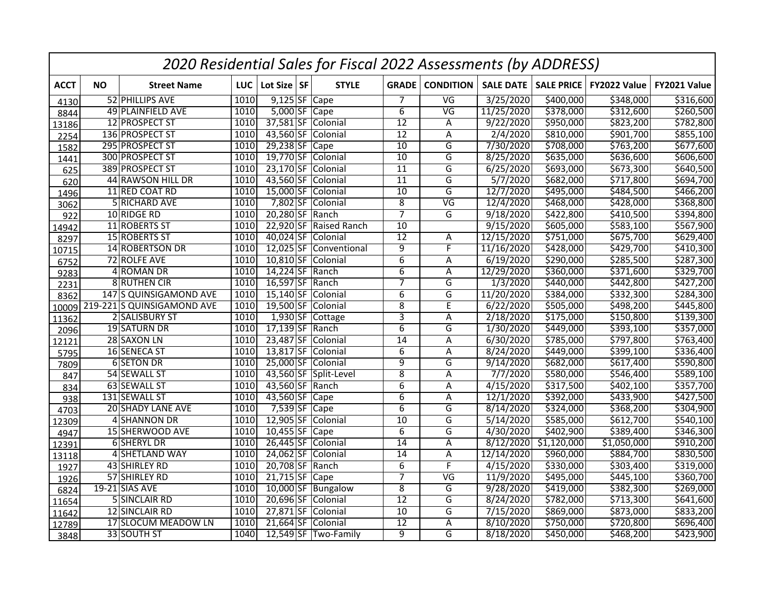# 2020 Residential Sales for Fiscal 2022 Assessments (by ADDRESS)

| ACCT | NO | Street Name | LUC | Lot Size | SF | STYLE | GRADE | CONDITION | SALE DATE | SALE PRICE | FY2022 Value | FY2021 Value |
|---|---|---|---|---|---|---|---|---|---|---|---|---|
| 4130 | 52 | PHILLIPS AVE | 1010 | 9,125 | SF | Cape | 7 | VG | 3/25/2020 | $400,000 | $348,000 | $316,600 |
| 8844 | 49 | PLAINFIELD AVE | 1010 | 5,000 | SF | Cape | 6 | VG | 11/25/2020 | $378,000 | $312,600 | $260,500 |
| 13186 | 12 | PROSPECT ST | 1010 | 37,581 | SF | Colonial | 12 | A | 9/22/2020 | $950,000 | $823,200 | $782,800 |
| 2254 | 136 | PROSPECT ST | 1010 | 43,560 | SF | Colonial | 12 | A | 2/4/2020 | $810,000 | $901,700 | $855,100 |
| 1582 | 295 | PROSPECT ST | 1010 | 29,238 | SF | Cape | 10 | G | 7/30/2020 | $708,000 | $763,200 | $677,600 |
| 1441 | 300 | PROSPECT ST | 1010 | 19,770 | SF | Colonial | 10 | G | 8/25/2020 | $635,000 | $636,600 | $606,600 |
| 625 | 389 | PROSPECT ST | 1010 | 23,170 | SF | Colonial | 11 | G | 6/25/2020 | $693,000 | $673,300 | $640,500 |
| 620 | 44 | RAWSON HILL DR | 1010 | 43,560 | SF | Colonial | 11 | G | 5/7/2020 | $682,000 | $717,800 | $694,700 |
| 1496 | 11 | RED COAT RD | 1010 | 15,000 | SF | Colonial | 10 | G | 12/7/2020 | $495,000 | $484,500 | $466,200 |
| 3062 | 5 | RICHARD AVE | 1010 | 7,802 | SF | Colonial | 8 | VG | 12/4/2020 | $468,000 | $428,000 | $368,800 |
| 922 | 10 | RIDGE RD | 1010 | 20,280 | SF | Ranch | 7 | G | 9/18/2020 | $422,800 | $410,500 | $394,800 |
| 14942 | 11 | ROBERTS ST | 1010 | 22,920 | SF | Raised Ranch | 10 | | 9/15/2020 | $605,000 | $583,100 | $567,900 |
| 8297 | 15 | ROBERTS ST | 1010 | 40,024 | SF | Colonial | 12 | A | 12/15/2020 | $751,000 | $675,700 | $629,400 |
| 10715 | 14 | ROBERTSON DR | 1010 | 12,025 | SF | Conventional | 9 | F | 11/16/2020 | $428,000 | $429,700 | $410,300 |
| 6752 | 72 | ROLFE AVE | 1010 | 10,810 | SF | Colonial | 6 | A | 6/19/2020 | $290,000 | $285,500 | $287,300 |
| 9283 | 4 | ROMAN DR | 1010 | 14,224 | SF | Ranch | 6 | A | 12/29/2020 | $360,000 | $371,600 | $329,700 |
| 2231 | 8 | RUTHEN CIR | 1010 | 16,597 | SF | Ranch | 7 | G | 1/3/2020 | $440,000 | $442,800 | $427,200 |
| 8362 | 147 | S QUINSIGAMOND AVE | 1010 | 15,140 | SF | Colonial | 6 | G | 11/20/2020 | $384,000 | $332,300 | $284,300 |
| 10009 | 219-221 | S QUINSIGAMOND AVE | 1010 | 19,500 | SF | Colonial | 8 | E | 6/22/2020 | $505,000 | $498,200 | $445,800 |
| 11362 | 2 | SALISBURY ST | 1010 | 1,930 | SF | Cottage | 3 | A | 2/18/2020 | $175,000 | $150,800 | $139,300 |
| 2096 | 19 | SATURN DR | 1010 | 17,139 | SF | Ranch | 6 | G | 1/30/2020 | $449,000 | $393,100 | $357,000 |
| 12121 | 28 | SAXON LN | 1010 | 23,487 | SF | Colonial | 14 | A | 6/30/2020 | $785,000 | $797,800 | $763,400 |
| 5795 | 16 | SENECA ST | 1010 | 13,817 | SF | Colonial | 6 | A | 8/24/2020 | $449,000 | $399,100 | $336,400 |
| 7809 | 6 | SETON DR | 1010 | 25,000 | SF | Colonial | 9 | G | 9/14/2020 | $682,000 | $617,400 | $590,800 |
| 847 | 54 | SEWALL ST | 1010 | 43,560 | SF | Split-Level | 8 | A | 7/7/2020 | $580,000 | $546,400 | $589,100 |
| 834 | 63 | SEWALL ST | 1010 | 43,560 | SF | Ranch | 6 | A | 4/15/2020 | $317,500 | $402,100 | $357,700 |
| 938 | 131 | SEWALL ST | 1010 | 43,560 | SF | Cape | 6 | A | 12/1/2020 | $392,000 | $433,900 | $427,500 |
| 4703 | 20 | SHADY LANE AVE | 1010 | 7,539 | SF | Cape | 6 | G | 8/14/2020 | $324,000 | $368,200 | $304,900 |
| 12309 | 4 | SHANNON DR | 1010 | 12,905 | SF | Colonial | 10 | G | 5/14/2020 | $585,000 | $612,700 | $540,100 |
| 4947 | 15 | SHERWOOD AVE | 1010 | 10,455 | SF | Cape | 6 | G | 4/30/2020 | $402,900 | $389,400 | $346,300 |
| 12391 | 6 | SHERYL DR | 1010 | 26,445 | SF | Colonial | 14 | A | 8/12/2020 | $1,120,000 | $1,050,000 | $910,200 |
| 13118 | 4 | SHETLAND WAY | 1010 | 24,062 | SF | Colonial | 14 | A | 12/14/2020 | $960,000 | $884,700 | $830,500 |
| 1927 | 43 | SHIRLEY RD | 1010 | 20,708 | SF | Ranch | 6 | F | 4/15/2020 | $330,000 | $303,400 | $319,000 |
| 1926 | 57 | SHIRLEY RD | 1010 | 21,715 | SF | Cape | 7 | VG | 11/9/2020 | $495,000 | $445,100 | $360,700 |
| 6824 | 19-21 | SIAS AVE | 1010 | 10,000 | SF | Bungalow | 8 | G | 9/28/2020 | $419,000 | $382,300 | $269,000 |
| 11654 | 5 | SINCLAIR RD | 1010 | 20,696 | SF | Colonial | 12 | G | 8/24/2020 | $782,000 | $713,300 | $641,600 |
| 11642 | 12 | SINCLAIR RD | 1010 | 27,871 | SF | Colonial | 10 | G | 7/15/2020 | $869,000 | $873,000 | $833,200 |
| 12789 | 17 | SLOCUM MEADOW LN | 1010 | 21,664 | SF | Colonial | 12 | A | 8/10/2020 | $750,000 | $720,800 | $696,400 |
| 3848 | 33 | SOUTH ST | 1040 | 12,549 | SF | Two-Family | 9 | G | 8/18/2020 | $450,000 | $468,200 | $423,900 |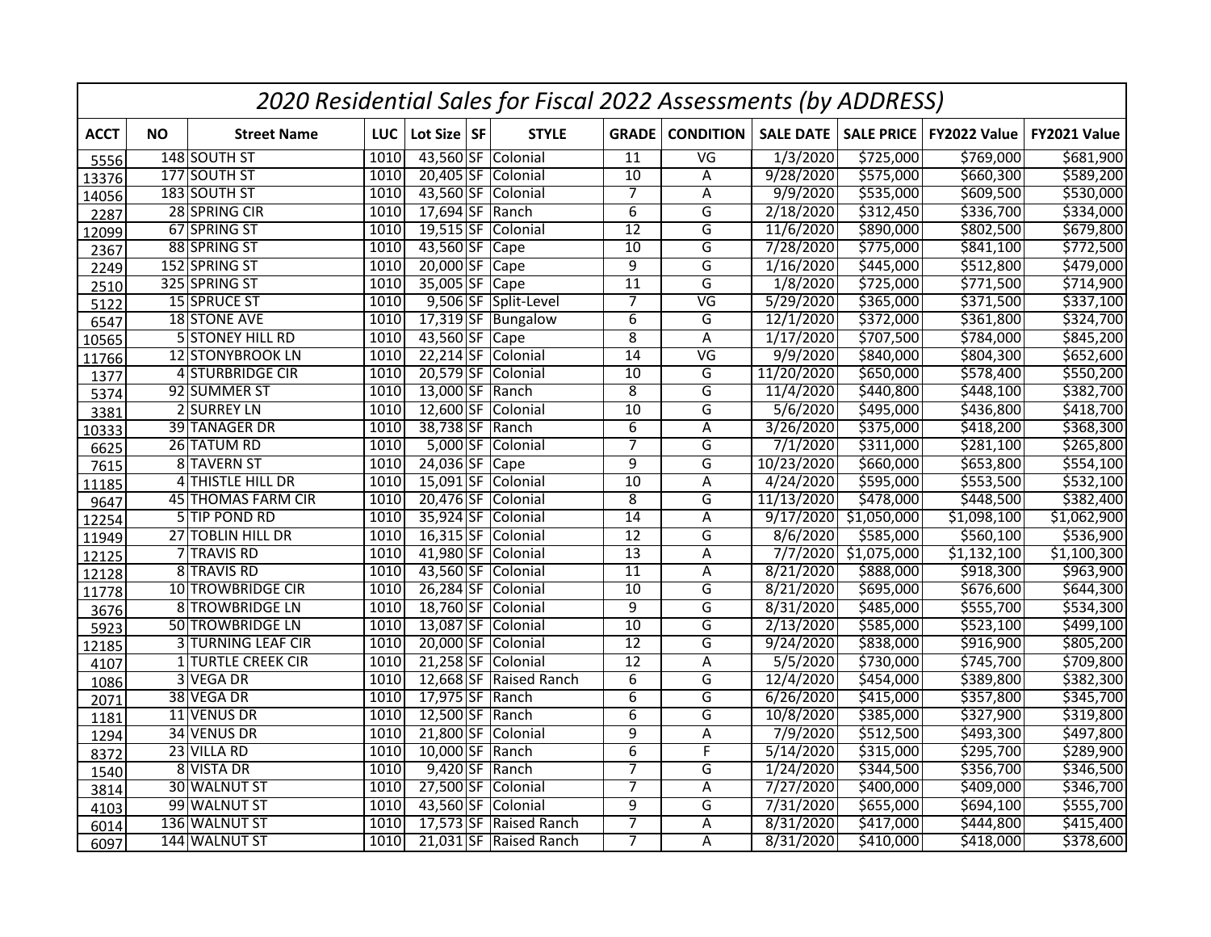# 2020 Residential Sales for Fiscal 2022 Assessments (by ADDRESS)

| ACCT | NO | Street Name | LUC | Lot Size | SF | STYLE | GRADE | CONDITION | SALE DATE | SALE PRICE | FY2022 Value | FY2021 Value |
|---|---|---|---|---|---|---|---|---|---|---|---|---|
| 5556 | 148 | SOUTH ST | 1010 | 43,560 | SF | Colonial | 11 | VG | 1/3/2020 | $725,000 | $769,000 | $681,900 |
| 13376 | 177 | SOUTH ST | 1010 | 20,405 | SF | Colonial | 10 | A | 9/28/2020 | $575,000 | $660,300 | $589,200 |
| 14056 | 183 | SOUTH ST | 1010 | 43,560 | SF | Colonial | 7 | A | 9/9/2020 | $535,000 | $609,500 | $530,000 |
| 2287 | 28 | SPRING CIR | 1010 | 17,694 | SF | Ranch | 6 | G | 2/18/2020 | $312,450 | $336,700 | $334,000 |
| 12099 | 67 | SPRING ST | 1010 | 19,515 | SF | Colonial | 12 | G | 11/6/2020 | $890,000 | $802,500 | $679,800 |
| 2367 | 88 | SPRING ST | 1010 | 43,560 | SF | Cape | 10 | G | 7/28/2020 | $775,000 | $841,100 | $772,500 |
| 2249 | 152 | SPRING ST | 1010 | 20,000 | SF | Cape | 9 | G | 1/16/2020 | $445,000 | $512,800 | $479,000 |
| 2510 | 325 | SPRING ST | 1010 | 35,005 | SF | Cape | 11 | G | 1/8/2020 | $725,000 | $771,500 | $714,900 |
| 5122 | 15 | SPRUCE ST | 1010 | 9,506 | SF | Split-Level | 7 | VG | 5/29/2020 | $365,000 | $371,500 | $337,100 |
| 6547 | 18 | STONE AVE | 1010 | 17,319 | SF | Bungalow | 6 | G | 12/1/2020 | $372,000 | $361,800 | $324,700 |
| 10565 | 5 | STONEY HILL RD | 1010 | 43,560 | SF | Cape | 8 | A | 1/17/2020 | $707,500 | $784,000 | $845,200 |
| 11766 | 12 | STONYBROOK LN | 1010 | 22,214 | SF | Colonial | 14 | VG | 9/9/2020 | $840,000 | $804,300 | $652,600 |
| 1377 | 4 | STURBRIDGE CIR | 1010 | 20,579 | SF | Colonial | 10 | G | 11/20/2020 | $650,000 | $578,400 | $550,200 |
| 5374 | 92 | SUMMER ST | 1010 | 13,000 | SF | Ranch | 8 | G | 11/4/2020 | $440,800 | $448,100 | $382,700 |
| 3381 | 2 | SURREY LN | 1010 | 12,600 | SF | Colonial | 10 | G | 5/6/2020 | $495,000 | $436,800 | $418,700 |
| 10333 | 39 | TANAGER DR | 1010 | 38,738 | SF | Ranch | 6 | A | 3/26/2020 | $375,000 | $418,200 | $368,300 |
| 6625 | 26 | TATUM RD | 1010 | 5,000 | SF | Colonial | 7 | G | 7/1/2020 | $311,000 | $281,100 | $265,800 |
| 7615 | 8 | TAVERN ST | 1010 | 24,036 | SF | Cape | 9 | G | 10/23/2020 | $660,000 | $653,800 | $554,100 |
| 11185 | 4 | THISTLE HILL DR | 1010 | 15,091 | SF | Colonial | 10 | A | 4/24/2020 | $595,000 | $553,500 | $532,100 |
| 9647 | 45 | THOMAS FARM CIR | 1010 | 20,476 | SF | Colonial | 8 | G | 11/13/2020 | $478,000 | $448,500 | $382,400 |
| 12254 | 5 | TIP POND RD | 1010 | 35,924 | SF | Colonial | 14 | A | 9/17/2020 | $1,050,000 | $1,098,100 | $1,062,900 |
| 11949 | 27 | TOBLIN HILL DR | 1010 | 16,315 | SF | Colonial | 12 | G | 8/6/2020 | $585,000 | $560,100 | $536,900 |
| 12125 | 7 | TRAVIS RD | 1010 | 41,980 | SF | Colonial | 13 | A | 7/7/2020 | $1,075,000 | $1,132,100 | $1,100,300 |
| 12128 | 8 | TRAVIS RD | 1010 | 43,560 | SF | Colonial | 11 | A | 8/21/2020 | $888,000 | $918,300 | $963,900 |
| 11778 | 10 | TROWBRIDGE CIR | 1010 | 26,284 | SF | Colonial | 10 | G | 8/21/2020 | $695,000 | $676,600 | $644,300 |
| 3676 | 8 | TROWBRIDGE LN | 1010 | 18,760 | SF | Colonial | 9 | G | 8/31/2020 | $485,000 | $555,700 | $534,300 |
| 5923 | 50 | TROWBRIDGE LN | 1010 | 13,087 | SF | Colonial | 10 | G | 2/13/2020 | $585,000 | $523,100 | $499,100 |
| 12185 | 3 | TURNING LEAF CIR | 1010 | 20,000 | SF | Colonial | 12 | G | 9/24/2020 | $838,000 | $916,900 | $805,200 |
| 4107 | 1 | TURTLE CREEK CIR | 1010 | 21,258 | SF | Colonial | 12 | A | 5/5/2020 | $730,000 | $745,700 | $709,800 |
| 1086 | 3 | VEGA DR | 1010 | 12,668 | SF | Raised Ranch | 6 | G | 12/4/2020 | $454,000 | $389,800 | $382,300 |
| 2071 | 38 | VEGA DR | 1010 | 17,975 | SF | Ranch | 6 | G | 6/26/2020 | $415,000 | $357,800 | $345,700 |
| 1181 | 11 | VENUS DR | 1010 | 12,500 | SF | Ranch | 6 | G | 10/8/2020 | $385,000 | $327,900 | $319,800 |
| 1294 | 34 | VENUS DR | 1010 | 21,800 | SF | Colonial | 9 | A | 7/9/2020 | $512,500 | $493,300 | $497,800 |
| 8372 | 23 | VILLA RD | 1010 | 10,000 | SF | Ranch | 6 | F | 5/14/2020 | $315,000 | $295,700 | $289,900 |
| 1540 | 8 | VISTA DR | 1010 | 9,420 | SF | Ranch | 7 | G | 1/24/2020 | $344,500 | $356,700 | $346,500 |
| 3814 | 30 | WALNUT ST | 1010 | 27,500 | SF | Colonial | 7 | A | 7/27/2020 | $400,000 | $409,000 | $346,700 |
| 4103 | 99 | WALNUT ST | 1010 | 43,560 | SF | Colonial | 9 | G | 7/31/2020 | $655,000 | $694,100 | $555,700 |
| 6014 | 136 | WALNUT ST | 1010 | 17,573 | SF | Raised Ranch | 7 | A | 8/31/2020 | $417,000 | $444,800 | $415,400 |
| 6097 | 144 | WALNUT ST | 1010 | 21,031 | SF | Raised Ranch | 7 | A | 8/31/2020 | $410,000 | $418,000 | $378,600 |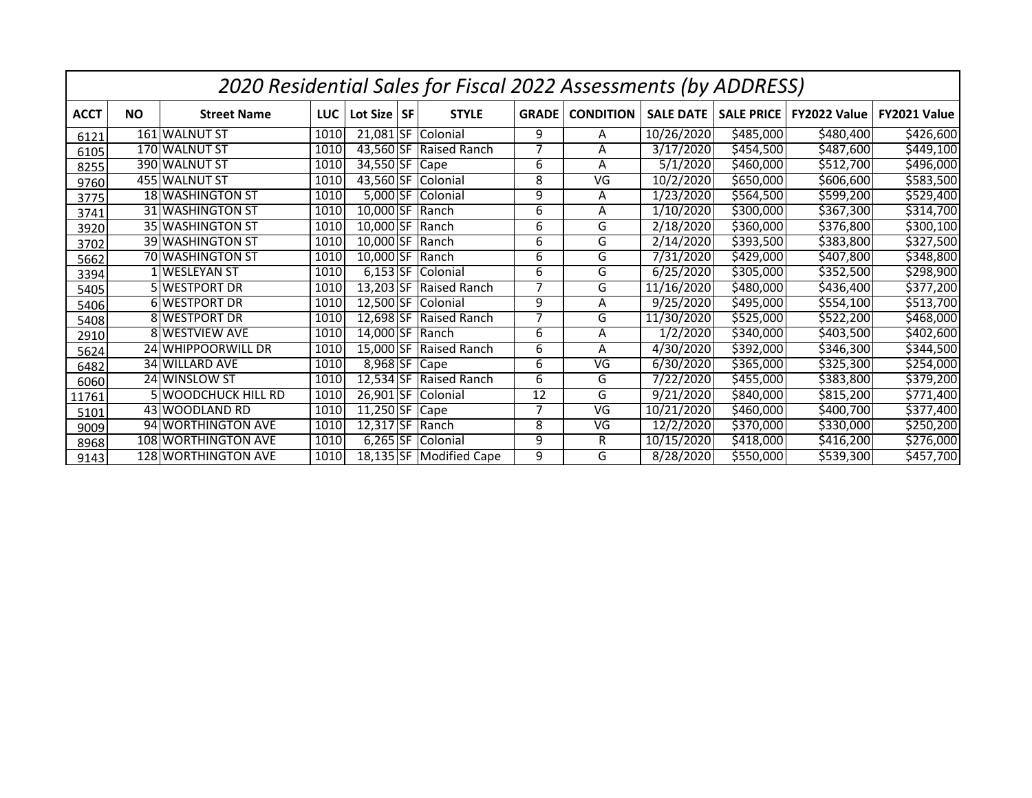| 2020 Residential Sales for Fiscal 2022 Assessments (by ADDRESS) | | | | | | | | | | | | | |
|---|---|---|---|---|---|---|---|---|---|---|---|---|---|
| ACCT | NO | Street Name | LUC | Lot Size | SF | STYLE | GRADE | CONDITION | SALE DATE | SALE PRICE | FY2022 Value | FY2021 Value |
| 6121 | 161 | WALNUT ST | 1010 | 21,081 | SF | Colonial | 9 | A | 10/26/2020 | $485,000 | $480,400 | $426,600 |
| 6105 | 170 | WALNUT ST | 1010 | 43,560 | SF | Raised Ranch | 7 | A | 3/17/2020 | $454,500 | $487,600 | $449,100 |
| 8255 | 390 | WALNUT ST | 1010 | 34,550 | SF | Cape | 6 | A | 5/1/2020 | $460,000 | $512,700 | $496,000 |
| 9760 | 455 | WALNUT ST | 1010 | 43,560 | SF | Colonial | 8 | VG | 10/2/2020 | $650,000 | $606,600 | $583,500 |
| 3775 | 18 | WASHINGTON ST | 1010 | 5,000 | SF | Colonial | 9 | A | 1/23/2020 | $564,500 | $599,200 | $529,400 |
| 3741 | 31 | WASHINGTON ST | 1010 | 10,000 | SF | Ranch | 6 | A | 1/10/2020 | $300,000 | $367,300 | $314,700 |
| 3920 | 35 | WASHINGTON ST | 1010 | 10,000 | SF | Ranch | 6 | G | 2/18/2020 | $360,000 | $376,800 | $300,100 |
| 3702 | 39 | WASHINGTON ST | 1010 | 10,000 | SF | Ranch | 6 | G | 2/14/2020 | $393,500 | $383,800 | $327,500 |
| 5662 | 70 | WASHINGTON ST | 1010 | 10,000 | SF | Ranch | 6 | G | 7/31/2020 | $429,000 | $407,800 | $348,800 |
| 3394 | 1 | WESLEYAN ST | 1010 | 6,153 | SF | Colonial | 6 | G | 6/25/2020 | $305,000 | $352,500 | $298,900 |
| 5405 | 5 | WESTPORT DR | 1010 | 13,203 | SF | Raised Ranch | 7 | G | 11/16/2020 | $480,000 | $436,400 | $377,200 |
| 5406 | 6 | WESTPORT DR | 1010 | 12,500 | SF | Colonial | 9 | A | 9/25/2020 | $495,000 | $554,100 | $513,700 |
| 5408 | 8 | WESTPORT DR | 1010 | 12,698 | SF | Raised Ranch | 7 | G | 11/30/2020 | $525,000 | $522,200 | $468,000 |
| 2910 | 8 | WESTVIEW AVE | 1010 | 14,000 | SF | Ranch | 6 | A | 1/2/2020 | $340,000 | $403,500 | $402,600 |
| 5624 | 24 | WHIPPOORWILL DR | 1010 | 15,000 | SF | Raised Ranch | 6 | A | 4/30/2020 | $392,000 | $346,300 | $344,500 |
| 6482 | 34 | WILLARD AVE | 1010 | 8,968 | SF | Cape | 6 | VG | 6/30/2020 | $365,000 | $325,300 | $254,000 |
| 6060 | 24 | WINSLOW ST | 1010 | 12,534 | SF | Raised Ranch | 6 | G | 7/22/2020 | $455,000 | $383,800 | $379,200 |
| 11761 | 5 | WOODCHUCK HILL RD | 1010 | 26,901 | SF | Colonial | 12 | G | 9/21/2020 | $840,000 | $815,200 | $771,400 |
| 5101 | 43 | WOODLAND RD | 1010 | 11,250 | SF | Cape | 7 | VG | 10/21/2020 | $460,000 | $400,700 | $377,400 |
| 9009 | 94 | WORTHINGTON AVE | 1010 | 12,317 | SF | Ranch | 8 | VG | 12/2/2020 | $370,000 | $330,000 | $250,200 |
| 8968 | 108 | WORTHINGTON AVE | 1010 | 6,265 | SF | Colonial | 9 | R | 10/15/2020 | $418,000 | $416,200 | $276,000 |
| 9143 | 128 | WORTHINGTON AVE | 1010 | 18,135 | SF | Modified Cape | 9 | G | 8/28/2020 | $550,000 | $539,300 | $457,700 |